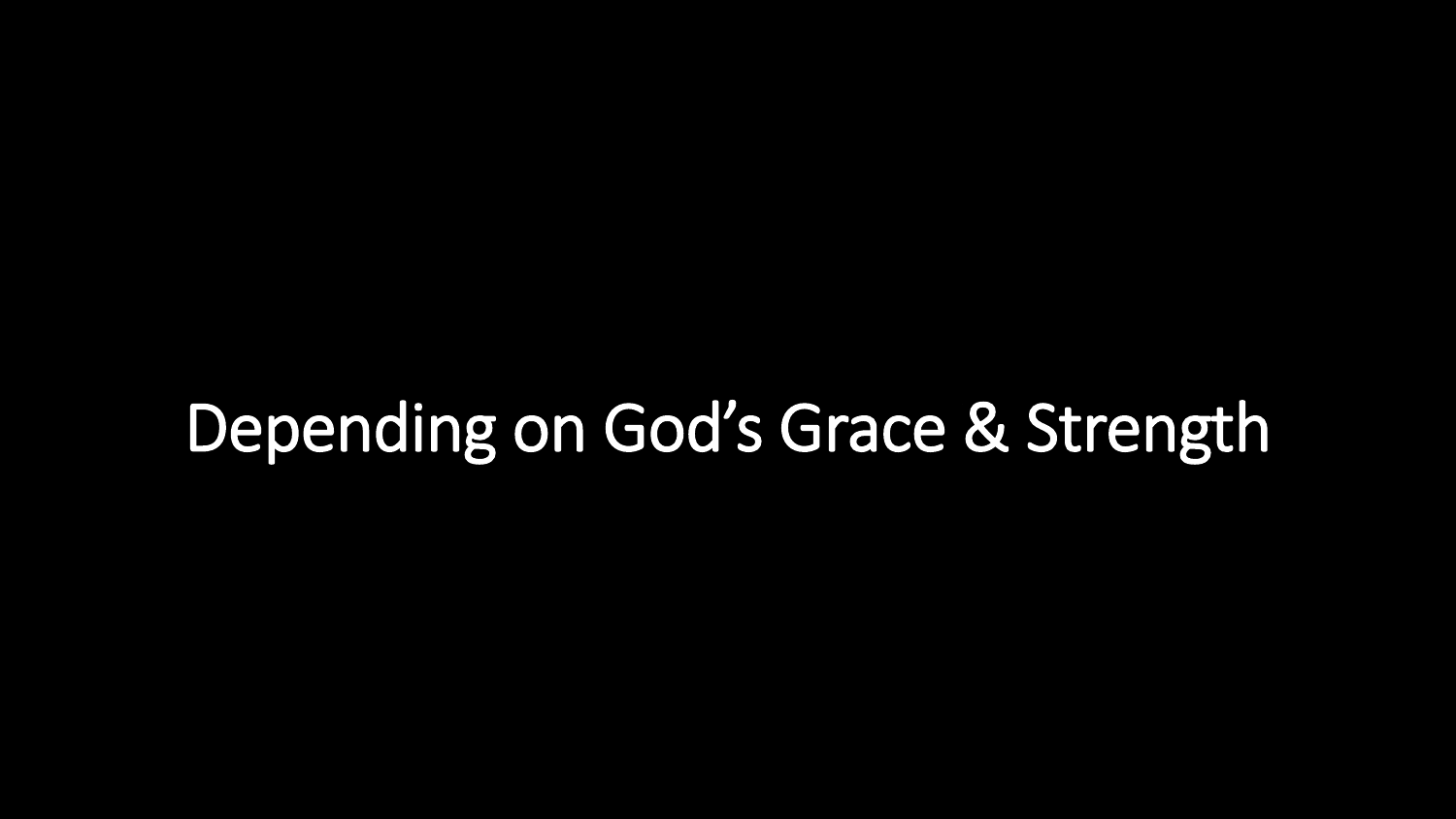# Depending on God's Grace & Strength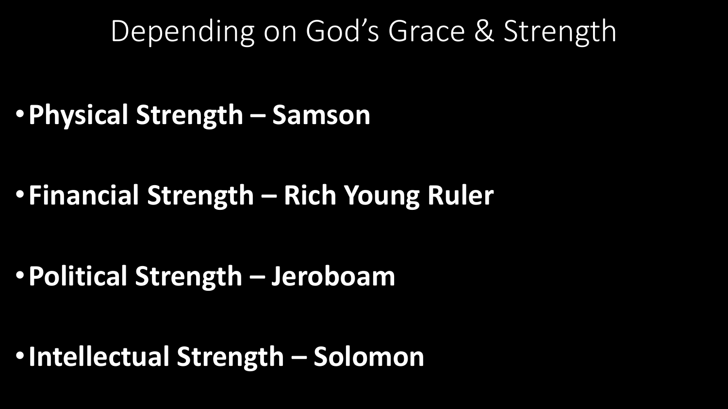# Depending on God's Grace & Strength

- **Physical Strength – Samson**
- **Financial Strength – Rich Young Ruler**
- **Political Strength – Jeroboam**
- **Intellectual Strength – Solomon**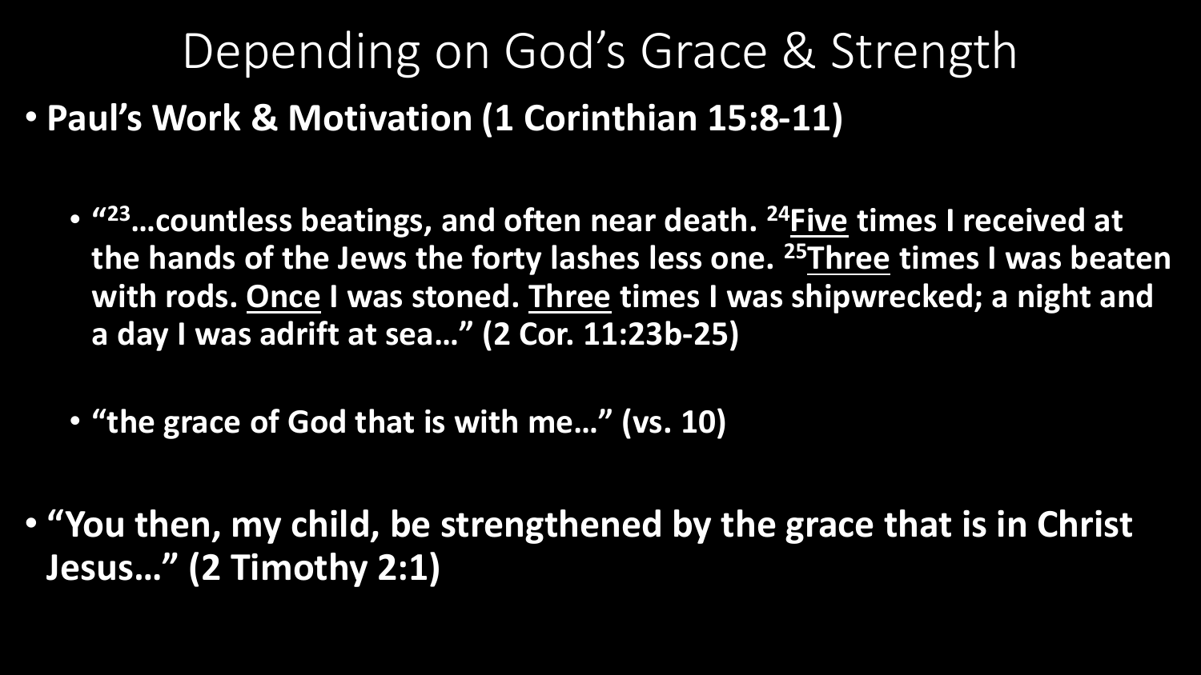# Depending on God's Grace & Strength

- **Paul's Work & Motivation (1 Corinthian 15:8-11)**
  - **"[23]…countless beatings, and often near death. [24]<u>Five</u> times I received at the hands of the Jews the forty lashes less one. [25]<u>Three</u> times I was beaten with rods. <u>Once</u> I was stoned. <u>Three</u> times I was shipwrecked; a night and a day I was adrift at sea…" (2 Cor. 11:23b-25)**
  - **"the grace of God that is with me…" (vs. 10)**
- **"You then, my child, be strengthened by the grace that is in Christ Jesus…" (2 Timothy 2:1)**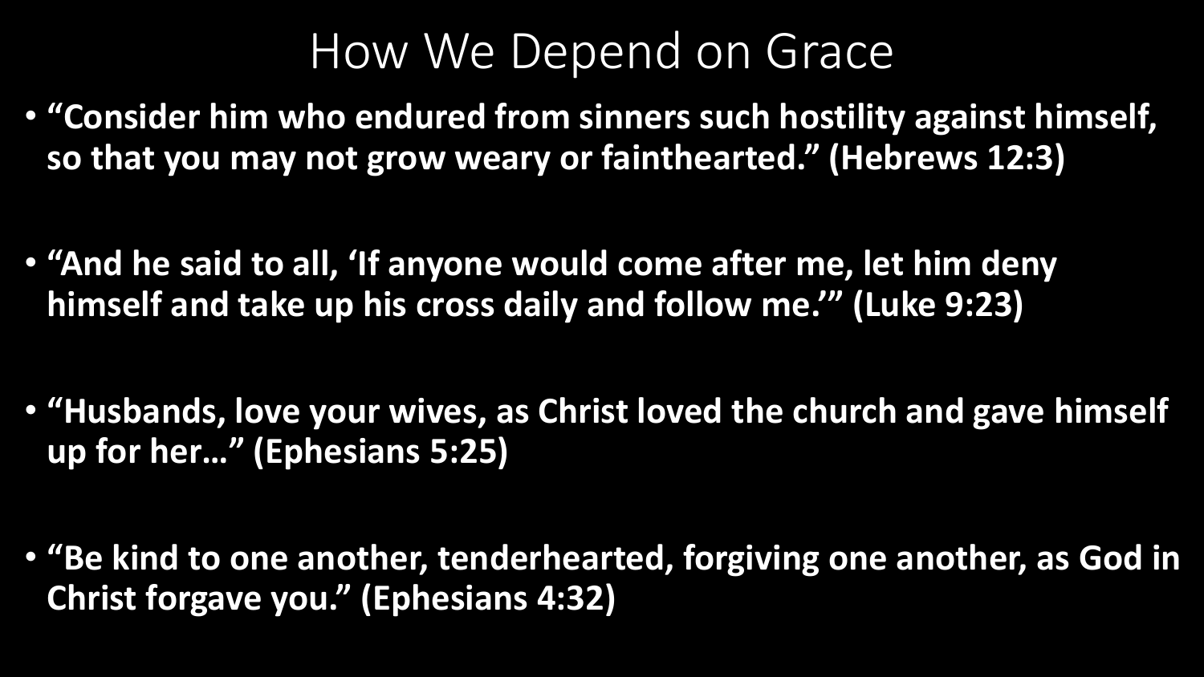# How We Depend on Grace

- **"Consider him who endured from sinners such hostility against himself, so that you may not grow weary or fainthearted." (Hebrews 12:3)**

- **"And he said to all, 'If anyone would come after me, let him deny himself and take up his cross daily and follow me.'" (Luke 9:23)**

- **"Husbands, love your wives, as Christ loved the church and gave himself up for her…" (Ephesians 5:25)**

- **"Be kind to one another, tenderhearted, forgiving one another, as God in Christ forgave you." (Ephesians 4:32)**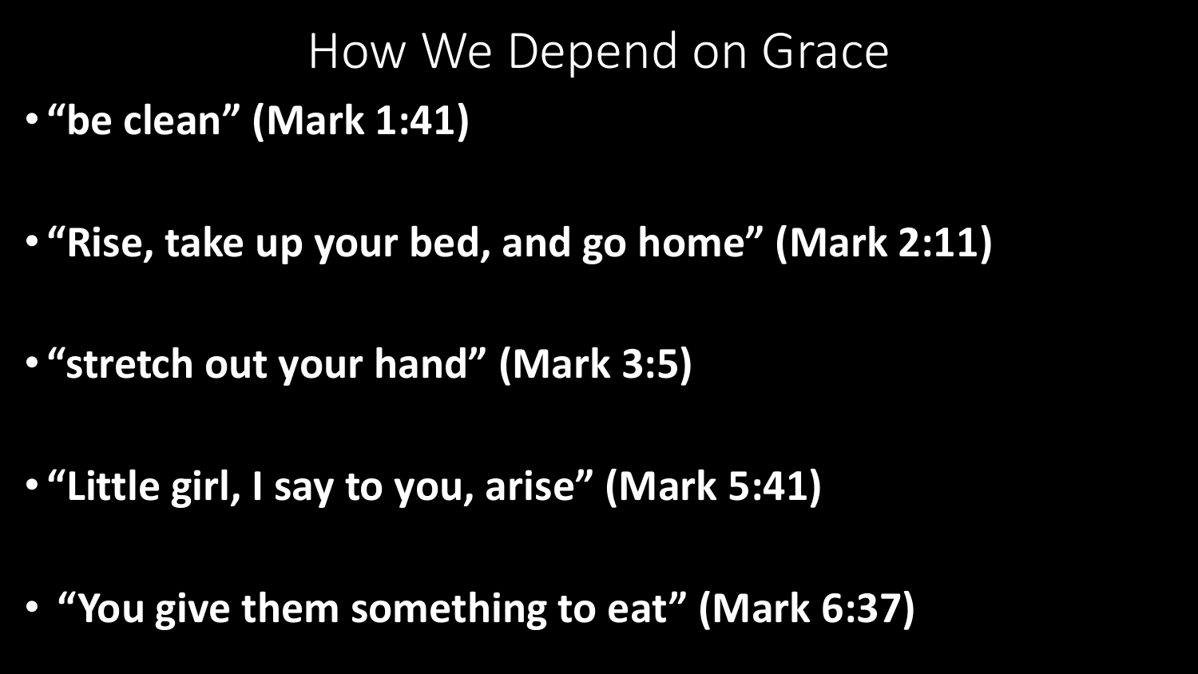# How We Depend on Grace

- **"be clean" (Mark 1:41)**
- **"Rise, take up your bed, and go home" (Mark 2:11)**
- **"stretch out your hand" (Mark 3:5)**
- **"Little girl, I say to you, arise" (Mark 5:41)**
- **"You give them something to eat" (Mark 6:37)**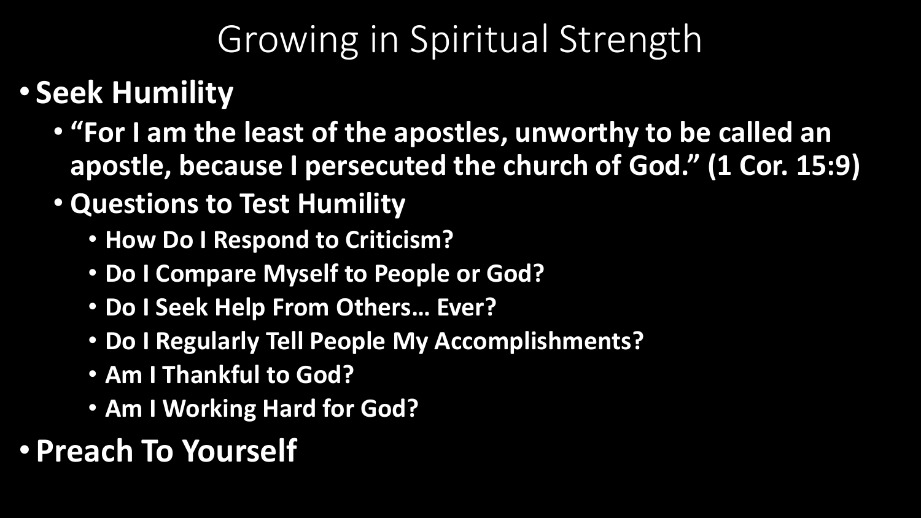# Growing in Spiritual Strength

- **Seek Humility**
  - **“For I am the least of the apostles, unworthy to be called an apostle, because I persecuted the church of God.” (1 Cor. 15:9)**
  - **Questions to Test Humility**
    - **How Do I Respond to Criticism?**
    - **Do I Compare Myself to People or God?**
    - **Do I Seek Help From Others… Ever?**
    - **Do I Regularly Tell People My Accomplishments?**
    - **Am I Thankful to God?**
    - **Am I Working Hard for God?**
- **Preach To Yourself**